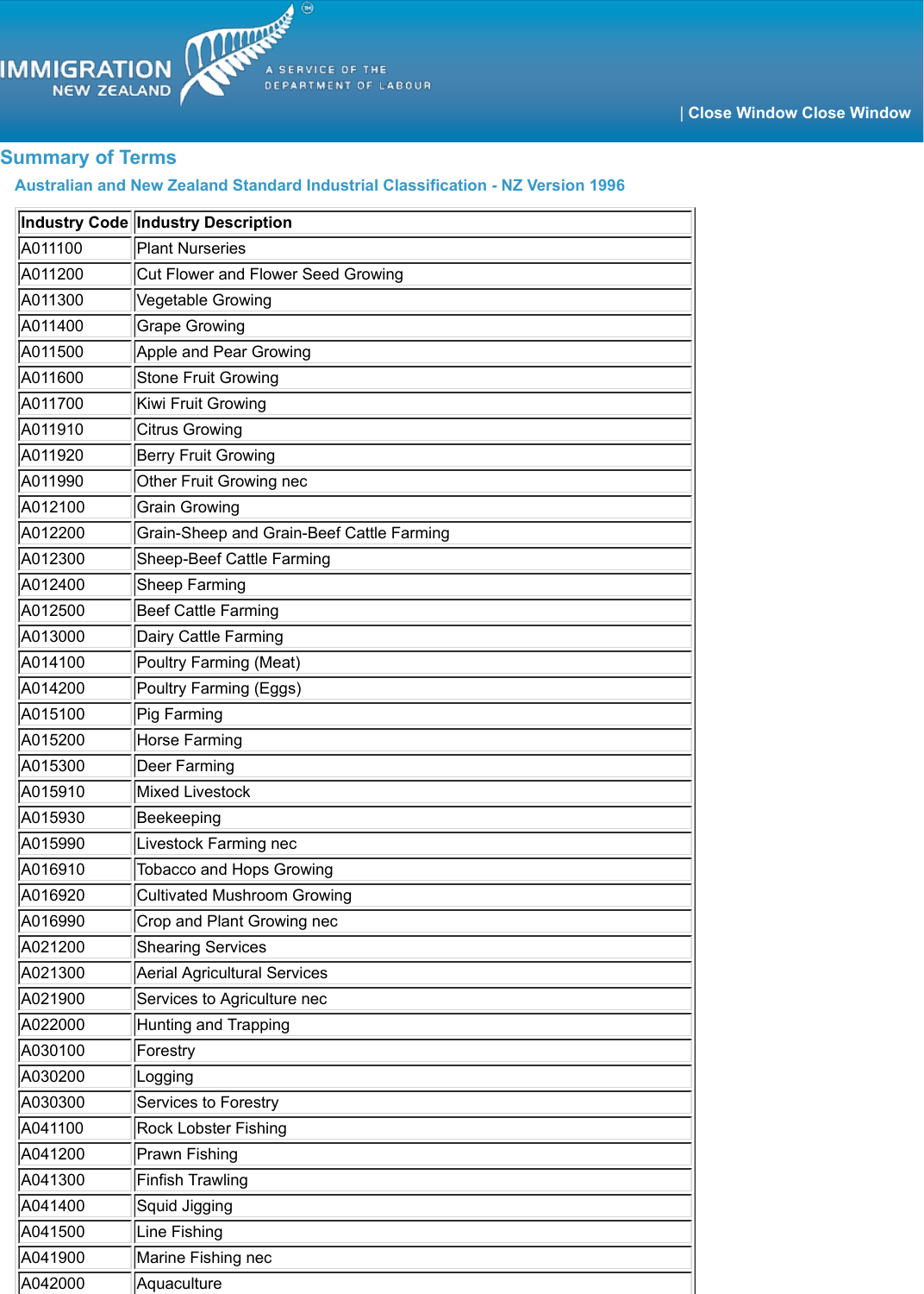# Summary of Terms

## Australian and New Zealand Standard Industrial Classification - NZ Version 1996

| Industry Code | Industry Description |
|---|---|
| A011100 | Plant Nurseries |
| A011200 | Cut Flower and Flower Seed Growing |
| A011300 | Vegetable Growing |
| A011400 | Grape Growing |
| A011500 | Apple and Pear Growing |
| A011600 | Stone Fruit Growing |
| A011700 | Kiwi Fruit Growing |
| A011910 | Citrus Growing |
| A011920 | Berry Fruit Growing |
| A011990 | Other Fruit Growing nec |
| A012100 | Grain Growing |
| A012200 | Grain-Sheep and Grain-Beef Cattle Farming |
| A012300 | Sheep-Beef Cattle Farming |
| A012400 | Sheep Farming |
| A012500 | Beef Cattle Farming |
| A013000 | Dairy Cattle Farming |
| A014100 | Poultry Farming (Meat) |
| A014200 | Poultry Farming (Eggs) |
| A015100 | Pig Farming |
| A015200 | Horse Farming |
| A015300 | Deer Farming |
| A015910 | Mixed Livestock |
| A015930 | Beekeeping |
| A015990 | Livestock Farming nec |
| A016910 | Tobacco and Hops Growing |
| A016920 | Cultivated Mushroom Growing |
| A016990 | Crop and Plant Growing nec |
| A021200 | Shearing Services |
| A021300 | Aerial Agricultural Services |
| A021900 | Services to Agriculture nec |
| A022000 | Hunting and Trapping |
| A030100 | Forestry |
| A030200 | Logging |
| A030300 | Services to Forestry |
| A041100 | Rock Lobster Fishing |
| A041200 | Prawn Fishing |
| A041300 | Finfish Trawling |
| A041400 | Squid Jigging |
| A041500 | Line Fishing |
| A041900 | Marine Fishing nec |
| A042000 | Aquaculture |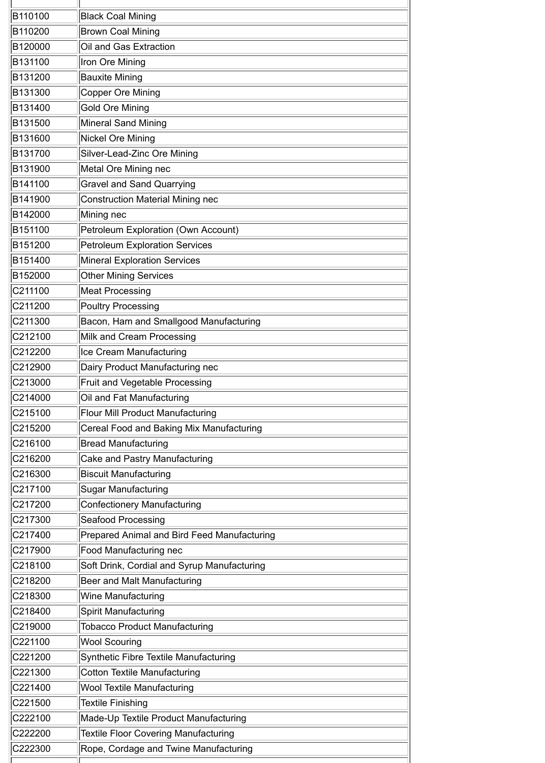| | |
|---|---|
| B110100 | Black Coal Mining |
| B110200 | Brown Coal Mining |
| B120000 | Oil and Gas Extraction |
| B131100 | Iron Ore Mining |
| B131200 | Bauxite Mining |
| B131300 | Copper Ore Mining |
| B131400 | Gold Ore Mining |
| B131500 | Mineral Sand Mining |
| B131600 | Nickel Ore Mining |
| B131700 | Silver-Lead-Zinc Ore Mining |
| B131900 | Metal Ore Mining nec |
| B141100 | Gravel and Sand Quarrying |
| B141900 | Construction Material Mining nec |
| B142000 | Mining nec |
| B151100 | Petroleum Exploration (Own Account) |
| B151200 | Petroleum Exploration Services |
| B151400 | Mineral Exploration Services |
| B152000 | Other Mining Services |
| C211100 | Meat Processing |
| C211200 | Poultry Processing |
| C211300 | Bacon, Ham and Smallgood Manufacturing |
| C212100 | Milk and Cream Processing |
| C212200 | Ice Cream Manufacturing |
| C212900 | Dairy Product Manufacturing nec |
| C213000 | Fruit and Vegetable Processing |
| C214000 | Oil and Fat Manufacturing |
| C215100 | Flour Mill Product Manufacturing |
| C215200 | Cereal Food and Baking Mix Manufacturing |
| C216100 | Bread Manufacturing |
| C216200 | Cake and Pastry Manufacturing |
| C216300 | Biscuit Manufacturing |
| C217100 | Sugar Manufacturing |
| C217200 | Confectionery Manufacturing |
| C217300 | Seafood Processing |
| C217400 | Prepared Animal and Bird Feed Manufacturing |
| C217900 | Food Manufacturing nec |
| C218100 | Soft Drink, Cordial and Syrup Manufacturing |
| C218200 | Beer and Malt Manufacturing |
| C218300 | Wine Manufacturing |
| C218400 | Spirit Manufacturing |
| C219000 | Tobacco Product Manufacturing |
| C221100 | Wool Scouring |
| C221200 | Synthetic Fibre Textile Manufacturing |
| C221300 | Cotton Textile Manufacturing |
| C221400 | Wool Textile Manufacturing |
| C221500 | Textile Finishing |
| C222100 | Made-Up Textile Product Manufacturing |
| C222200 | Textile Floor Covering Manufacturing |
| C222300 | Rope, Cordage and Twine Manufacturing |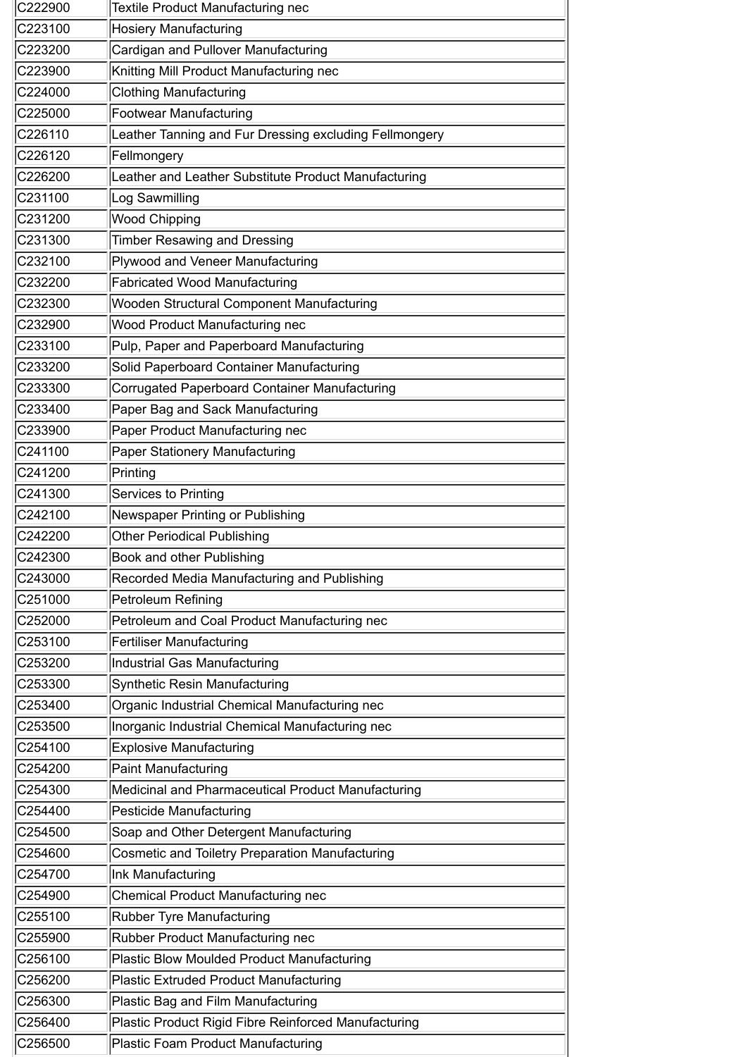| | |
|---|---|
| C222900 | Textile Product Manufacturing nec |
| C223100 | Hosiery Manufacturing |
| C223200 | Cardigan and Pullover Manufacturing |
| C223900 | Knitting Mill Product Manufacturing nec |
| C224000 | Clothing Manufacturing |
| C225000 | Footwear Manufacturing |
| C226110 | Leather Tanning and Fur Dressing excluding Fellmongery |
| C226120 | Fellmongery |
| C226200 | Leather and Leather Substitute Product Manufacturing |
| C231100 | Log Sawmilling |
| C231200 | Wood Chipping |
| C231300 | Timber Resawing and Dressing |
| C232100 | Plywood and Veneer Manufacturing |
| C232200 | Fabricated Wood Manufacturing |
| C232300 | Wooden Structural Component Manufacturing |
| C232900 | Wood Product Manufacturing nec |
| C233100 | Pulp, Paper and Paperboard Manufacturing |
| C233200 | Solid Paperboard Container Manufacturing |
| C233300 | Corrugated Paperboard Container Manufacturing |
| C233400 | Paper Bag and Sack Manufacturing |
| C233900 | Paper Product Manufacturing nec |
| C241100 | Paper Stationery Manufacturing |
| C241200 | Printing |
| C241300 | Services to Printing |
| C242100 | Newspaper Printing or Publishing |
| C242200 | Other Periodical Publishing |
| C242300 | Book and other Publishing |
| C243000 | Recorded Media Manufacturing and Publishing |
| C251000 | Petroleum Refining |
| C252000 | Petroleum and Coal Product Manufacturing nec |
| C253100 | Fertiliser Manufacturing |
| C253200 | Industrial Gas Manufacturing |
| C253300 | Synthetic Resin Manufacturing |
| C253400 | Organic Industrial Chemical Manufacturing nec |
| C253500 | Inorganic Industrial Chemical Manufacturing nec |
| C254100 | Explosive Manufacturing |
| C254200 | Paint Manufacturing |
| C254300 | Medicinal and Pharmaceutical Product Manufacturing |
| C254400 | Pesticide Manufacturing |
| C254500 | Soap and Other Detergent Manufacturing |
| C254600 | Cosmetic and Toiletry Preparation Manufacturing |
| C254700 | Ink Manufacturing |
| C254900 | Chemical Product Manufacturing nec |
| C255100 | Rubber Tyre Manufacturing |
| C255900 | Rubber Product Manufacturing nec |
| C256100 | Plastic Blow Moulded Product Manufacturing |
| C256200 | Plastic Extruded Product Manufacturing |
| C256300 | Plastic Bag and Film Manufacturing |
| C256400 | Plastic Product Rigid Fibre Reinforced Manufacturing |
| C256500 | Plastic Foam Product Manufacturing |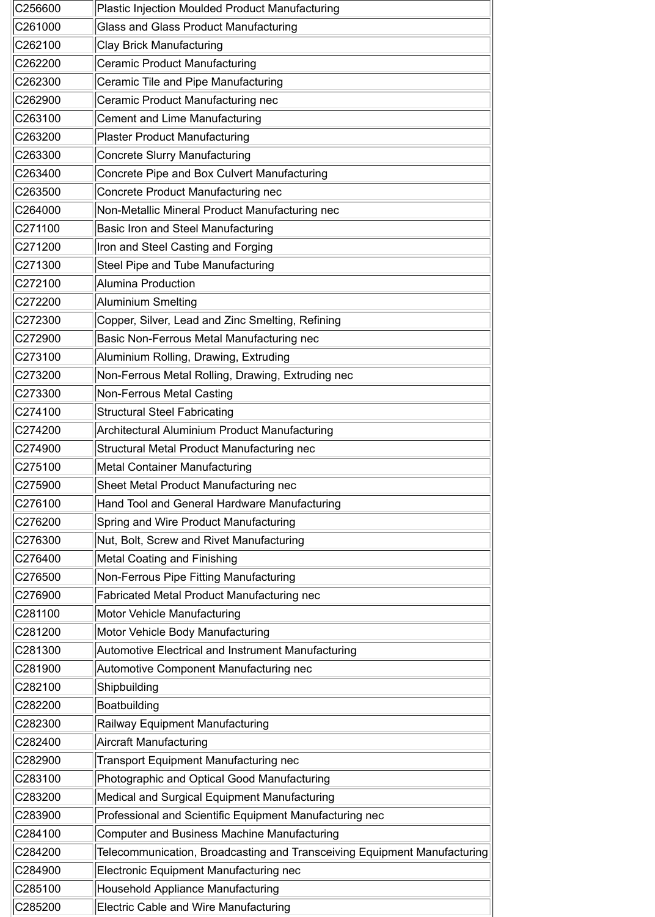| | |
|---|---|
| C256600 | Plastic Injection Moulded Product Manufacturing |
| C261000 | Glass and Glass Product Manufacturing |
| C262100 | Clay Brick Manufacturing |
| C262200 | Ceramic Product Manufacturing |
| C262300 | Ceramic Tile and Pipe Manufacturing |
| C262900 | Ceramic Product Manufacturing nec |
| C263100 | Cement and Lime Manufacturing |
| C263200 | Plaster Product Manufacturing |
| C263300 | Concrete Slurry Manufacturing |
| C263400 | Concrete Pipe and Box Culvert Manufacturing |
| C263500 | Concrete Product Manufacturing nec |
| C264000 | Non-Metallic Mineral Product Manufacturing nec |
| C271100 | Basic Iron and Steel Manufacturing |
| C271200 | Iron and Steel Casting and Forging |
| C271300 | Steel Pipe and Tube Manufacturing |
| C272100 | Alumina Production |
| C272200 | Aluminium Smelting |
| C272300 | Copper, Silver, Lead and Zinc Smelting, Refining |
| C272900 | Basic Non-Ferrous Metal Manufacturing nec |
| C273100 | Aluminium Rolling, Drawing, Extruding |
| C273200 | Non-Ferrous Metal Rolling, Drawing, Extruding nec |
| C273300 | Non-Ferrous Metal Casting |
| C274100 | Structural Steel Fabricating |
| C274200 | Architectural Aluminium Product Manufacturing |
| C274900 | Structural Metal Product Manufacturing nec |
| C275100 | Metal Container Manufacturing |
| C275900 | Sheet Metal Product Manufacturing nec |
| C276100 | Hand Tool and General Hardware Manufacturing |
| C276200 | Spring and Wire Product Manufacturing |
| C276300 | Nut, Bolt, Screw and Rivet Manufacturing |
| C276400 | Metal Coating and Finishing |
| C276500 | Non-Ferrous Pipe Fitting Manufacturing |
| C276900 | Fabricated Metal Product Manufacturing nec |
| C281100 | Motor Vehicle Manufacturing |
| C281200 | Motor Vehicle Body Manufacturing |
| C281300 | Automotive Electrical and Instrument Manufacturing |
| C281900 | Automotive Component Manufacturing nec |
| C282100 | Shipbuilding |
| C282200 | Boatbuilding |
| C282300 | Railway Equipment Manufacturing |
| C282400 | Aircraft Manufacturing |
| C282900 | Transport Equipment Manufacturing nec |
| C283100 | Photographic and Optical Good Manufacturing |
| C283200 | Medical and Surgical Equipment Manufacturing |
| C283900 | Professional and Scientific Equipment Manufacturing nec |
| C284100 | Computer and Business Machine Manufacturing |
| C284200 | Telecommunication, Broadcasting and Transceiving Equipment Manufacturing |
| C284900 | Electronic Equipment Manufacturing nec |
| C285100 | Household Appliance Manufacturing |
| C285200 | Electric Cable and Wire Manufacturing |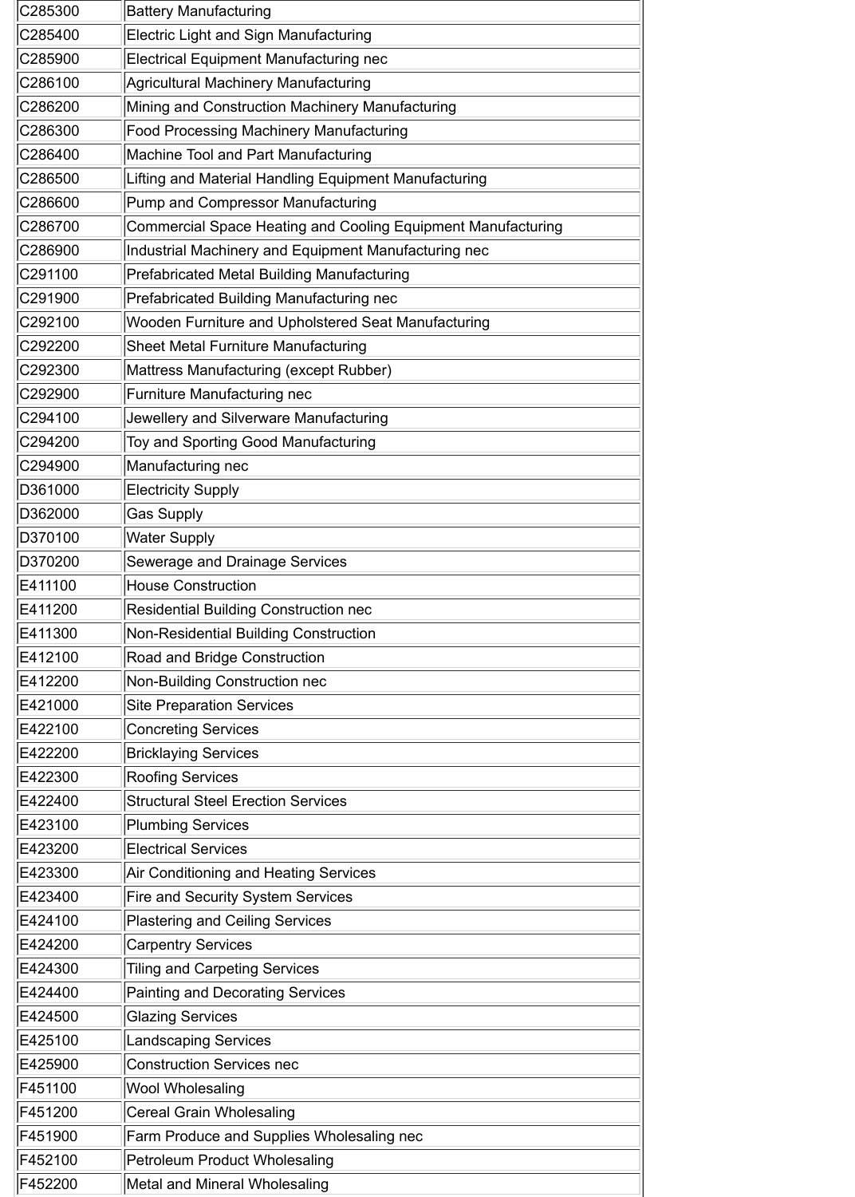| | |
|---|---|
| C285300 | Battery Manufacturing |
| C285400 | Electric Light and Sign Manufacturing |
| C285900 | Electrical Equipment Manufacturing nec |
| C286100 | Agricultural Machinery Manufacturing |
| C286200 | Mining and Construction Machinery Manufacturing |
| C286300 | Food Processing Machinery Manufacturing |
| C286400 | Machine Tool and Part Manufacturing |
| C286500 | Lifting and Material Handling Equipment Manufacturing |
| C286600 | Pump and Compressor Manufacturing |
| C286700 | Commercial Space Heating and Cooling Equipment Manufacturing |
| C286900 | Industrial Machinery and Equipment Manufacturing nec |
| C291100 | Prefabricated Metal Building Manufacturing |
| C291900 | Prefabricated Building Manufacturing nec |
| C292100 | Wooden Furniture and Upholstered Seat Manufacturing |
| C292200 | Sheet Metal Furniture Manufacturing |
| C292300 | Mattress Manufacturing (except Rubber) |
| C292900 | Furniture Manufacturing nec |
| C294100 | Jewellery and Silverware Manufacturing |
| C294200 | Toy and Sporting Good Manufacturing |
| C294900 | Manufacturing nec |
| D361000 | Electricity Supply |
| D362000 | Gas Supply |
| D370100 | Water Supply |
| D370200 | Sewerage and Drainage Services |
| E411100 | House Construction |
| E411200 | Residential Building Construction nec |
| E411300 | Non-Residential Building Construction |
| E412100 | Road and Bridge Construction |
| E412200 | Non-Building Construction nec |
| E421000 | Site Preparation Services |
| E422100 | Concreting Services |
| E422200 | Bricklaying Services |
| E422300 | Roofing Services |
| E422400 | Structural Steel Erection Services |
| E423100 | Plumbing Services |
| E423200 | Electrical Services |
| E423300 | Air Conditioning and Heating Services |
| E423400 | Fire and Security System Services |
| E424100 | Plastering and Ceiling Services |
| E424200 | Carpentry Services |
| E424300 | Tiling and Carpeting Services |
| E424400 | Painting and Decorating Services |
| E424500 | Glazing Services |
| E425100 | Landscaping Services |
| E425900 | Construction Services nec |
| F451100 | Wool Wholesaling |
| F451200 | Cereal Grain Wholesaling |
| F451900 | Farm Produce and Supplies Wholesaling nec |
| F452100 | Petroleum Product Wholesaling |
| F452200 | Metal and Mineral Wholesaling |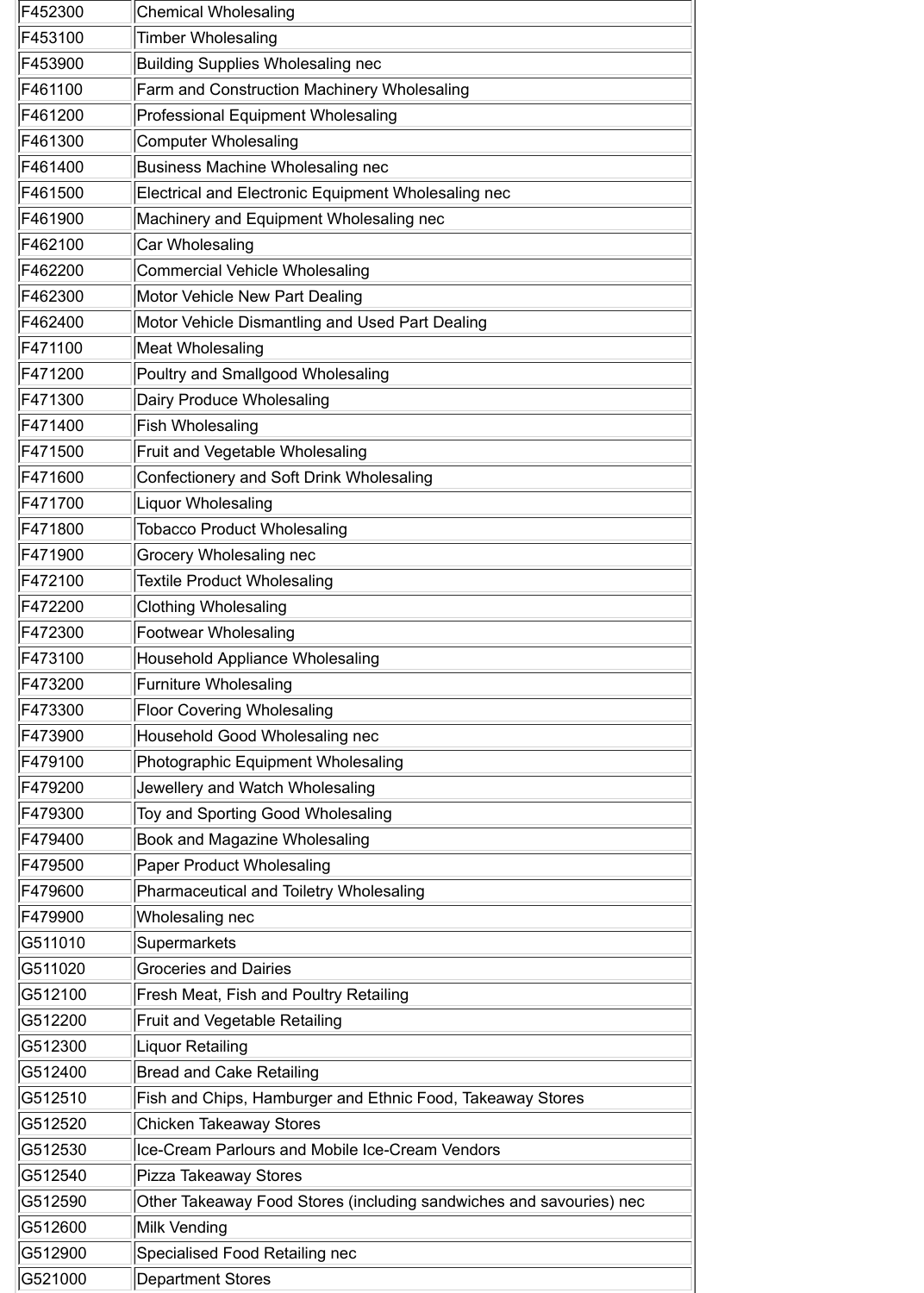| | |
|---|---|
| F452300 | Chemical Wholesaling |
| F453100 | Timber Wholesaling |
| F453900 | Building Supplies Wholesaling nec |
| F461100 | Farm and Construction Machinery Wholesaling |
| F461200 | Professional Equipment Wholesaling |
| F461300 | Computer Wholesaling |
| F461400 | Business Machine Wholesaling nec |
| F461500 | Electrical and Electronic Equipment Wholesaling nec |
| F461900 | Machinery and Equipment Wholesaling nec |
| F462100 | Car Wholesaling |
| F462200 | Commercial Vehicle Wholesaling |
| F462300 | Motor Vehicle New Part Dealing |
| F462400 | Motor Vehicle Dismantling and Used Part Dealing |
| F471100 | Meat Wholesaling |
| F471200 | Poultry and Smallgood Wholesaling |
| F471300 | Dairy Produce Wholesaling |
| F471400 | Fish Wholesaling |
| F471500 | Fruit and Vegetable Wholesaling |
| F471600 | Confectionery and Soft Drink Wholesaling |
| F471700 | Liquor Wholesaling |
| F471800 | Tobacco Product Wholesaling |
| F471900 | Grocery Wholesaling nec |
| F472100 | Textile Product Wholesaling |
| F472200 | Clothing Wholesaling |
| F472300 | Footwear Wholesaling |
| F473100 | Household Appliance Wholesaling |
| F473200 | Furniture Wholesaling |
| F473300 | Floor Covering Wholesaling |
| F473900 | Household Good Wholesaling nec |
| F479100 | Photographic Equipment Wholesaling |
| F479200 | Jewellery and Watch Wholesaling |
| F479300 | Toy and Sporting Good Wholesaling |
| F479400 | Book and Magazine Wholesaling |
| F479500 | Paper Product Wholesaling |
| F479600 | Pharmaceutical and Toiletry Wholesaling |
| F479900 | Wholesaling nec |
| G511010 | Supermarkets |
| G511020 | Groceries and Dairies |
| G512100 | Fresh Meat, Fish and Poultry Retailing |
| G512200 | Fruit and Vegetable Retailing |
| G512300 | Liquor Retailing |
| G512400 | Bread and Cake Retailing |
| G512510 | Fish and Chips, Hamburger and Ethnic Food, Takeaway Stores |
| G512520 | Chicken Takeaway Stores |
| G512530 | Ice-Cream Parlours and Mobile Ice-Cream Vendors |
| G512540 | Pizza Takeaway Stores |
| G512590 | Other Takeaway Food Stores (including sandwiches and savouries) nec |
| G512600 | Milk Vending |
| G512900 | Specialised Food Retailing nec |
| G521000 | Department Stores |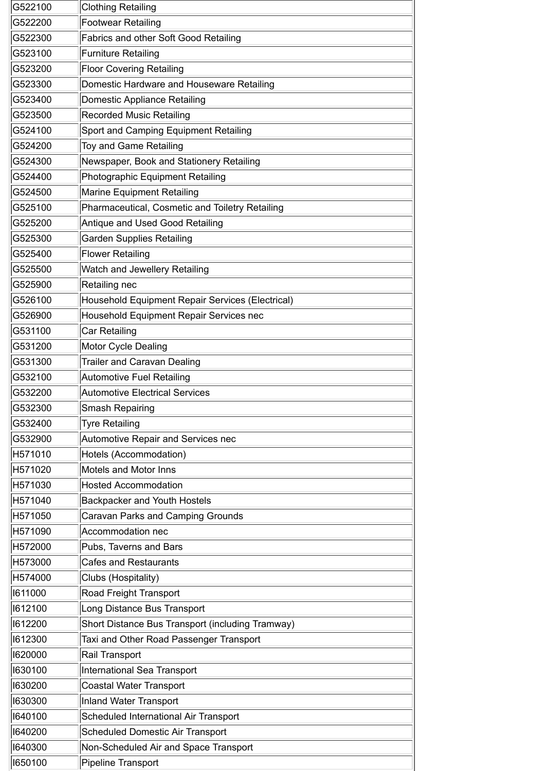| | |
|---|---|
| G522100 | Clothing Retailing |
| G522200 | Footwear Retailing |
| G522300 | Fabrics and other Soft Good Retailing |
| G523100 | Furniture Retailing |
| G523200 | Floor Covering Retailing |
| G523300 | Domestic Hardware and Houseware Retailing |
| G523400 | Domestic Appliance Retailing |
| G523500 | Recorded Music Retailing |
| G524100 | Sport and Camping Equipment Retailing |
| G524200 | Toy and Game Retailing |
| G524300 | Newspaper, Book and Stationery Retailing |
| G524400 | Photographic Equipment Retailing |
| G524500 | Marine Equipment Retailing |
| G525100 | Pharmaceutical, Cosmetic and Toiletry Retailing |
| G525200 | Antique and Used Good Retailing |
| G525300 | Garden Supplies Retailing |
| G525400 | Flower Retailing |
| G525500 | Watch and Jewellery Retailing |
| G525900 | Retailing nec |
| G526100 | Household Equipment Repair Services (Electrical) |
| G526900 | Household Equipment Repair Services nec |
| G531100 | Car Retailing |
| G531200 | Motor Cycle Dealing |
| G531300 | Trailer and Caravan Dealing |
| G532100 | Automotive Fuel Retailing |
| G532200 | Automotive Electrical Services |
| G532300 | Smash Repairing |
| G532400 | Tyre Retailing |
| G532900 | Automotive Repair and Services nec |
| H571010 | Hotels (Accommodation) |
| H571020 | Motels and Motor Inns |
| H571030 | Hosted Accommodation |
| H571040 | Backpacker and Youth Hostels |
| H571050 | Caravan Parks and Camping Grounds |
| H571090 | Accommodation nec |
| H572000 | Pubs, Taverns and Bars |
| H573000 | Cafes and Restaurants |
| H574000 | Clubs (Hospitality) |
| I611000 | Road Freight Transport |
| I612100 | Long Distance Bus Transport |
| I612200 | Short Distance Bus Transport (including Tramway) |
| I612300 | Taxi and Other Road Passenger Transport |
| I620000 | Rail Transport |
| I630100 | International Sea Transport |
| I630200 | Coastal Water Transport |
| I630300 | Inland Water Transport |
| I640100 | Scheduled International Air Transport |
| I640200 | Scheduled Domestic Air Transport |
| I640300 | Non-Scheduled Air and Space Transport |
| I650100 | Pipeline Transport |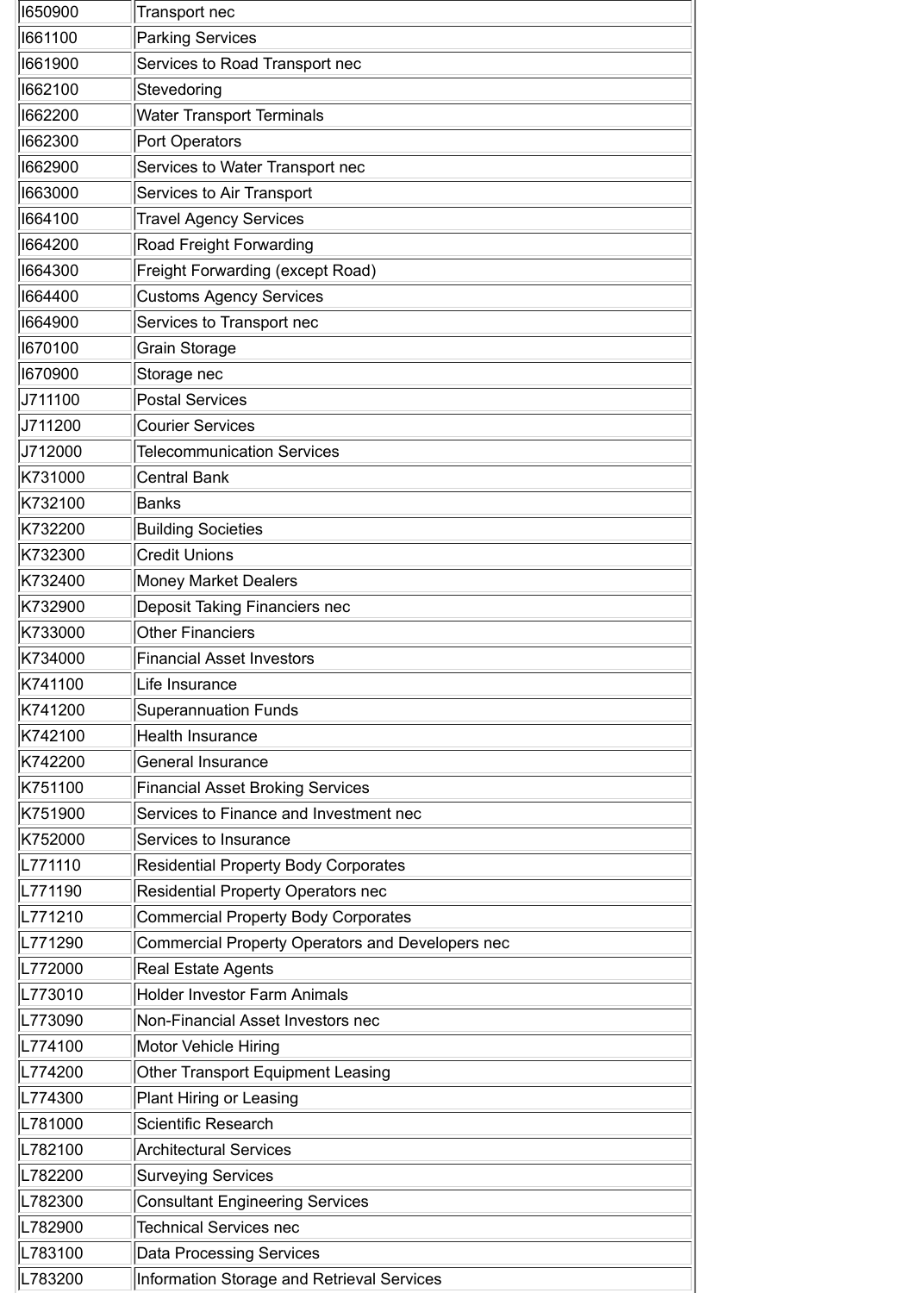| | |
|---|---|
| I650900 | Transport nec |
| I661100 | Parking Services |
| I661900 | Services to Road Transport nec |
| I662100 | Stevedoring |
| I662200 | Water Transport Terminals |
| I662300 | Port Operators |
| I662900 | Services to Water Transport nec |
| I663000 | Services to Air Transport |
| I664100 | Travel Agency Services |
| I664200 | Road Freight Forwarding |
| I664300 | Freight Forwarding (except Road) |
| I664400 | Customs Agency Services |
| I664900 | Services to Transport nec |
| I670100 | Grain Storage |
| I670900 | Storage nec |
| J711100 | Postal Services |
| J711200 | Courier Services |
| J712000 | Telecommunication Services |
| K731000 | Central Bank |
| K732100 | Banks |
| K732200 | Building Societies |
| K732300 | Credit Unions |
| K732400 | Money Market Dealers |
| K732900 | Deposit Taking Financiers nec |
| K733000 | Other Financiers |
| K734000 | Financial Asset Investors |
| K741100 | Life Insurance |
| K741200 | Superannuation Funds |
| K742100 | Health Insurance |
| K742200 | General Insurance |
| K751100 | Financial Asset Broking Services |
| K751900 | Services to Finance and Investment nec |
| K752000 | Services to Insurance |
| L771110 | Residential Property Body Corporates |
| L771190 | Residential Property Operators nec |
| L771210 | Commercial Property Body Corporates |
| L771290 | Commercial Property Operators and Developers nec |
| L772000 | Real Estate Agents |
| L773010 | Holder Investor Farm Animals |
| L773090 | Non-Financial Asset Investors nec |
| L774100 | Motor Vehicle Hiring |
| L774200 | Other Transport Equipment Leasing |
| L774300 | Plant Hiring or Leasing |
| L781000 | Scientific Research |
| L782100 | Architectural Services |
| L782200 | Surveying Services |
| L782300 | Consultant Engineering Services |
| L782900 | Technical Services nec |
| L783100 | Data Processing Services |
| L783200 | Information Storage and Retrieval Services |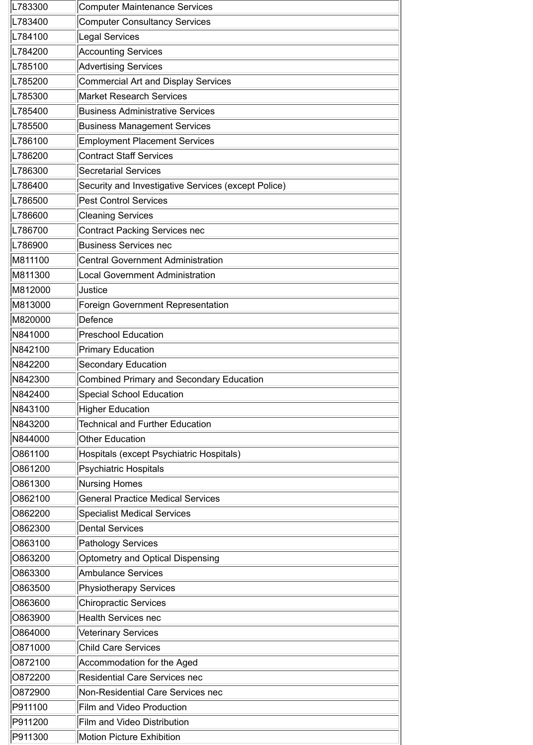| | |
|---|---|
| L783300 | Computer Maintenance Services |
| L783400 | Computer Consultancy Services |
| L784100 | Legal Services |
| L784200 | Accounting Services |
| L785100 | Advertising Services |
| L785200 | Commercial Art and Display Services |
| L785300 | Market Research Services |
| L785400 | Business Administrative Services |
| L785500 | Business Management Services |
| L786100 | Employment Placement Services |
| L786200 | Contract Staff Services |
| L786300 | Secretarial Services |
| L786400 | Security and Investigative Services (except Police) |
| L786500 | Pest Control Services |
| L786600 | Cleaning Services |
| L786700 | Contract Packing Services nec |
| L786900 | Business Services nec |
| M811100 | Central Government Administration |
| M811300 | Local Government Administration |
| M812000 | Justice |
| M813000 | Foreign Government Representation |
| M820000 | Defence |
| N841000 | Preschool Education |
| N842100 | Primary Education |
| N842200 | Secondary Education |
| N842300 | Combined Primary and Secondary Education |
| N842400 | Special School Education |
| N843100 | Higher Education |
| N843200 | Technical and Further Education |
| N844000 | Other Education |
| O861100 | Hospitals (except Psychiatric Hospitals) |
| O861200 | Psychiatric Hospitals |
| O861300 | Nursing Homes |
| O862100 | General Practice Medical Services |
| O862200 | Specialist Medical Services |
| O862300 | Dental Services |
| O863100 | Pathology Services |
| O863200 | Optometry and Optical Dispensing |
| O863300 | Ambulance Services |
| O863500 | Physiotherapy Services |
| O863600 | Chiropractic Services |
| O863900 | Health Services nec |
| O864000 | Veterinary Services |
| O871000 | Child Care Services |
| O872100 | Accommodation for the Aged |
| O872200 | Residential Care Services nec |
| O872900 | Non-Residential Care Services nec |
| P911100 | Film and Video Production |
| P911200 | Film and Video Distribution |
| P911300 | Motion Picture Exhibition |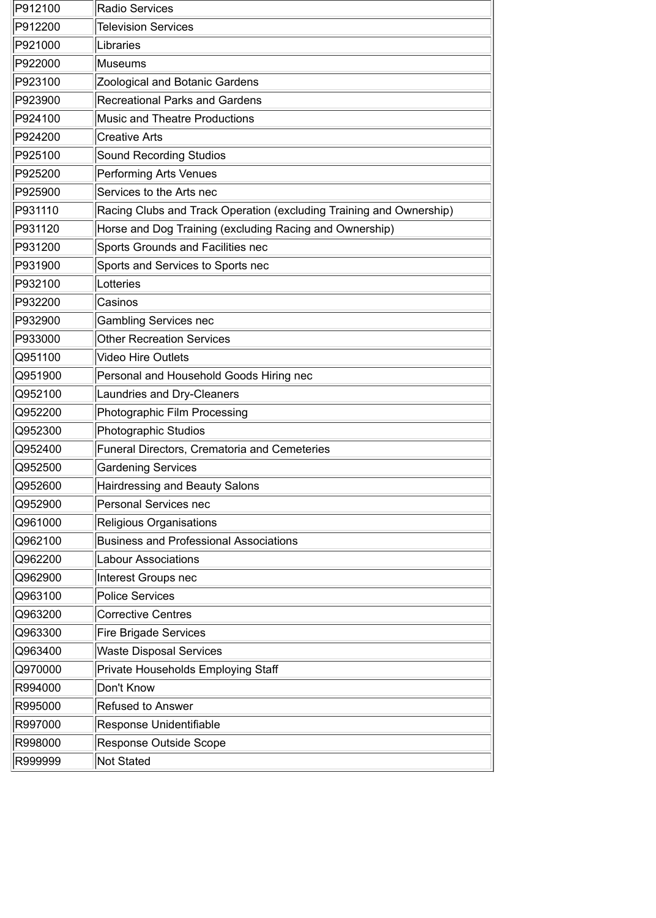| | |
|---|---|
| P912100 | Radio Services |
| P912200 | Television Services |
| P921000 | Libraries |
| P922000 | Museums |
| P923100 | Zoological and Botanic Gardens |
| P923900 | Recreational Parks and Gardens |
| P924100 | Music and Theatre Productions |
| P924200 | Creative Arts |
| P925100 | Sound Recording Studios |
| P925200 | Performing Arts Venues |
| P925900 | Services to the Arts nec |
| P931110 | Racing Clubs and Track Operation (excluding Training and Ownership) |
| P931120 | Horse and Dog Training (excluding Racing and Ownership) |
| P931200 | Sports Grounds and Facilities nec |
| P931900 | Sports and Services to Sports nec |
| P932100 | Lotteries |
| P932200 | Casinos |
| P932900 | Gambling Services nec |
| P933000 | Other Recreation Services |
| Q951100 | Video Hire Outlets |
| Q951900 | Personal and Household Goods Hiring nec |
| Q952100 | Laundries and Dry-Cleaners |
| Q952200 | Photographic Film Processing |
| Q952300 | Photographic Studios |
| Q952400 | Funeral Directors, Crematoria and Cemeteries |
| Q952500 | Gardening Services |
| Q952600 | Hairdressing and Beauty Salons |
| Q952900 | Personal Services nec |
| Q961000 | Religious Organisations |
| Q962100 | Business and Professional Associations |
| Q962200 | Labour Associations |
| Q962900 | Interest Groups nec |
| Q963100 | Police Services |
| Q963200 | Corrective Centres |
| Q963300 | Fire Brigade Services |
| Q963400 | Waste Disposal Services |
| Q970000 | Private Households Employing Staff |
| R994000 | Don't Know |
| R995000 | Refused to Answer |
| R997000 | Response Unidentifiable |
| R998000 | Response Outside Scope |
| R999999 | Not Stated |